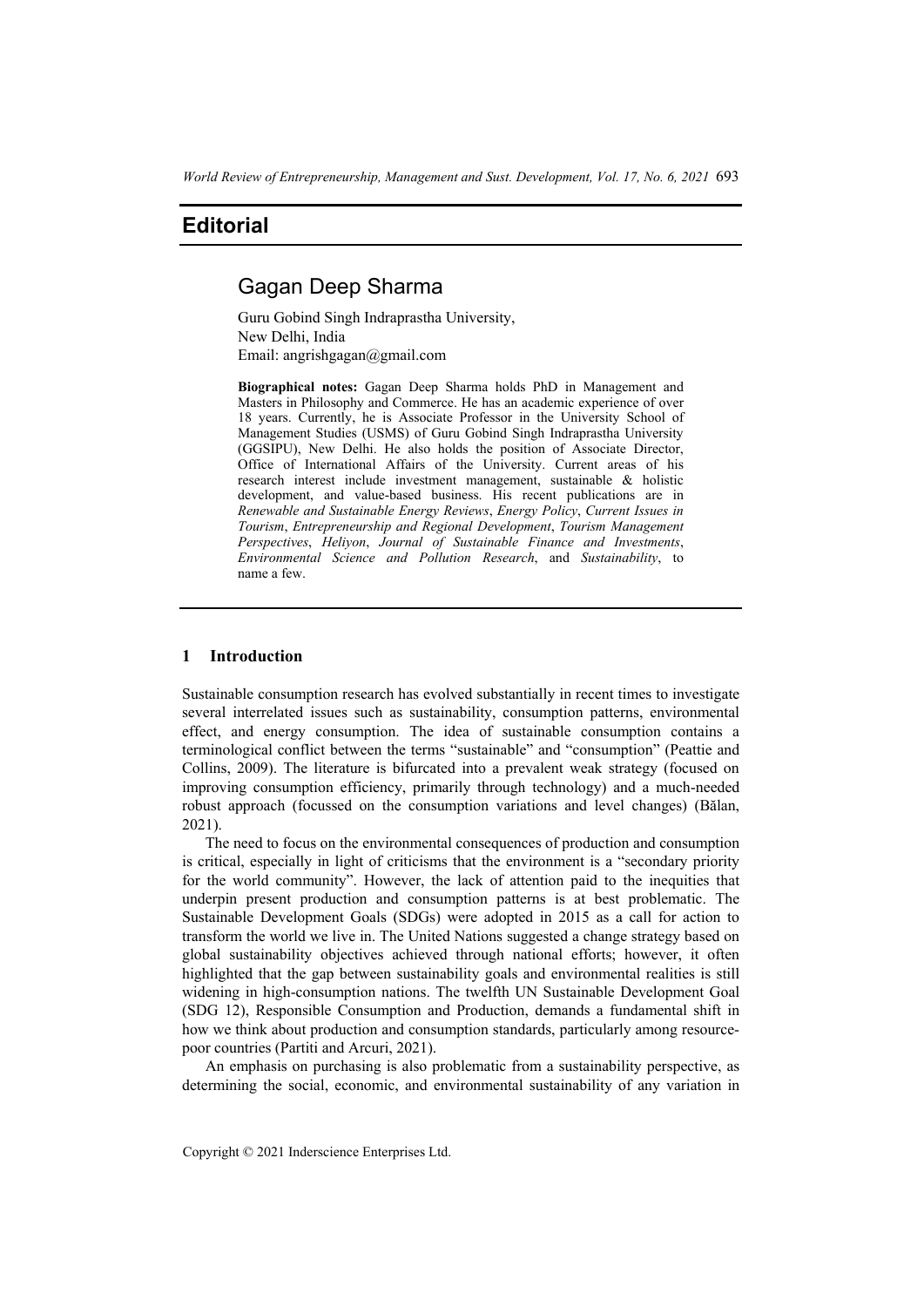# Editorial

## Gagan Deep Sharma

Guru Gobind Singh Indraprastha University,
New Delhi, India
Email: angrishgagan@gmail.com

**Biographical notes:** Gagan Deep Sharma holds PhD in Management and Masters in Philosophy and Commerce. He has an academic experience of over 18 years. Currently, he is Associate Professor in the University School of Management Studies (USMS) of Guru Gobind Singh Indraprastha University (GGSIPU), New Delhi. He also holds the position of Associate Director, Office of International Affairs of the University. Current areas of his research interest include investment management, sustainable & holistic development, and value-based business. His recent publications are in *Renewable and Sustainable Energy Reviews*, *Energy Policy*, *Current Issues in Tourism*, *Entrepreneurship and Regional Development*, *Tourism Management Perspectives*, *Heliyon*, *Journal of Sustainable Finance and Investments*, *Environmental Science and Pollution Research*, and *Sustainability*, to name a few.

## 1 Introduction

Sustainable consumption research has evolved substantially in recent times to investigate several interrelated issues such as sustainability, consumption patterns, environmental effect, and energy consumption. The idea of sustainable consumption contains a terminological conflict between the terms "sustainable" and "consumption" (Peattie and Collins, 2009). The literature is bifurcated into a prevalent weak strategy (focused on improving consumption efficiency, primarily through technology) and a much-needed robust approach (focussed on the consumption variations and level changes) (Bălan, 2021).

The need to focus on the environmental consequences of production and consumption is critical, especially in light of criticisms that the environment is a "secondary priority for the world community". However, the lack of attention paid to the inequities that underpin present production and consumption patterns is at best problematic. The Sustainable Development Goals (SDGs) were adopted in 2015 as a call for action to transform the world we live in. The United Nations suggested a change strategy based on global sustainability objectives achieved through national efforts; however, it often highlighted that the gap between sustainability goals and environmental realities is still widening in high-consumption nations. The twelfth UN Sustainable Development Goal (SDG 12), Responsible Consumption and Production, demands a fundamental shift in how we think about production and consumption standards, particularly among resource-poor countries (Partiti and Arcuri, 2021).

An emphasis on purchasing is also problematic from a sustainability perspective, as determining the social, economic, and environmental sustainability of any variation in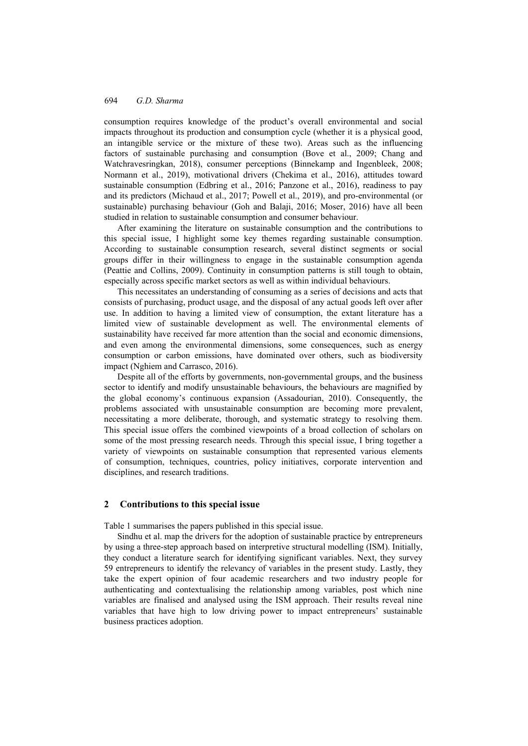consumption requires knowledge of the product's overall environmental and social impacts throughout its production and consumption cycle (whether it is a physical good, an intangible service or the mixture of these two). Areas such as the influencing factors of sustainable purchasing and consumption (Bove et al., 2009; Chang and Watchravesringkan, 2018), consumer perceptions (Binnekamp and Ingenbleek, 2008; Normann et al., 2019), motivational drivers (Chekima et al., 2016), attitudes toward sustainable consumption (Edbring et al., 2016; Panzone et al., 2016), readiness to pay and its predictors (Michaud et al., 2017; Powell et al., 2019), and pro-environmental (or sustainable) purchasing behaviour (Goh and Balaji, 2016; Moser, 2016) have all been studied in relation to sustainable consumption and consumer behaviour.

After examining the literature on sustainable consumption and the contributions to this special issue, I highlight some key themes regarding sustainable consumption. According to sustainable consumption research, several distinct segments or social groups differ in their willingness to engage in the sustainable consumption agenda (Peattie and Collins, 2009). Continuity in consumption patterns is still tough to obtain, especially across specific market sectors as well as within individual behaviours.

This necessitates an understanding of consuming as a series of decisions and acts that consists of purchasing, product usage, and the disposal of any actual goods left over after use. In addition to having a limited view of consumption, the extant literature has a limited view of sustainable development as well. The environmental elements of sustainability have received far more attention than the social and economic dimensions, and even among the environmental dimensions, some consequences, such as energy consumption or carbon emissions, have dominated over others, such as biodiversity impact (Nghiem and Carrasco, 2016).

Despite all of the efforts by governments, non-governmental groups, and the business sector to identify and modify unsustainable behaviours, the behaviours are magnified by the global economy's continuous expansion (Assadourian, 2010). Consequently, the problems associated with unsustainable consumption are becoming more prevalent, necessitating a more deliberate, thorough, and systematic strategy to resolving them. This special issue offers the combined viewpoints of a broad collection of scholars on some of the most pressing research needs. Through this special issue, I bring together a variety of viewpoints on sustainable consumption that represented various elements of consumption, techniques, countries, policy initiatives, corporate intervention and disciplines, and research traditions.

## 2 Contributions to this special issue

Table 1 summarises the papers published in this special issue.

Sindhu et al. map the drivers for the adoption of sustainable practice by entrepreneurs by using a three-step approach based on interpretive structural modelling (ISM). Initially, they conduct a literature search for identifying significant variables. Next, they survey 59 entrepreneurs to identify the relevancy of variables in the present study. Lastly, they take the expert opinion of four academic researchers and two industry people for authenticating and contextualising the relationship among variables, post which nine variables are finalised and analysed using the ISM approach. Their results reveal nine variables that have high to low driving power to impact entrepreneurs' sustainable business practices adoption.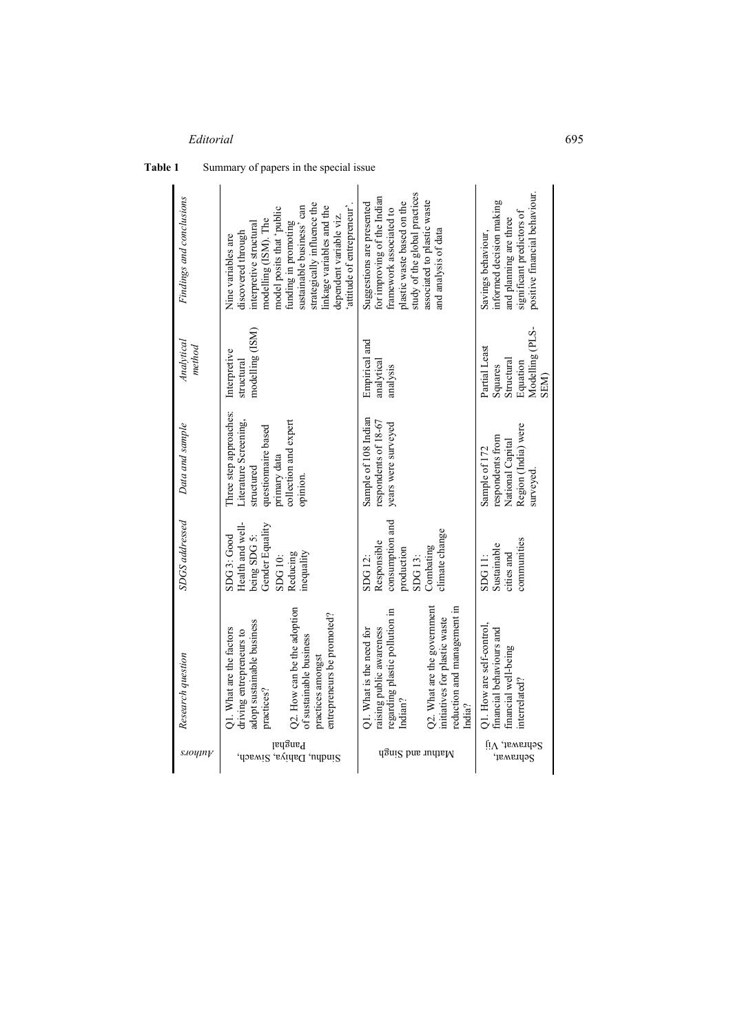**Table 1** Summary of papers in the special issue

| Authors | Research question | SDGS addressed | Data and sample | Analytical method | Findings and conclusions |
|---|---|---|---|---|---|
| Sindhu, Dahiya, Siwach, Panghal | Q1. What are the factors driving entrepreneurs to adopt sustainable business practices?<br>Q2. How can be the adoption of sustainable business practices amongst entrepreneurs be promoted? | SDG 3: Good Health and well-being SDG 5: Gender Equality SDG 10: Reducing inequality | Three step approaches: Literature Screening, structured questionnaire based primary data collection and expert opinion. | Interpretive structural modelling (ISM) | Nine variables are discovered through interpretive structural modelling (ISM). The model posits that 'public funding in promoting sustainable business' can strategically influence the linkage variables and the dependent variable viz. 'attitude of entrepreneur'. |
| Mathur and Singh | Q1. What is the need for raising public awareness regarding plastic pollution in Indian?<br>Q2. What are the government initiatives for plastic waste reduction and management in India? | SDG 12: Responsible consumption and production SDG 13: Combating climate change | Sample of 108 Indian respondents of 18-67 years were surveyed | Empirical and analytical analysis | Suggestions are presented for improving of the Indian framework associated to plastic waste based on the study of the global practices associated to plastic waste and analysis of data |
| Sehrawat, Vij Sehrawat, | Q1. How are self-control, financial behaviours and financial well-being interrelated? | SDG 11: Sustainable cities and communities | Sample of 172 respondents from National Capital Region (India) were surveyed. | Partial Least Squares Structural Equation Modelling (PLS-SEM) | Savings behaviour, informed decision making and planning are three significant predictors of positive financial behaviour. |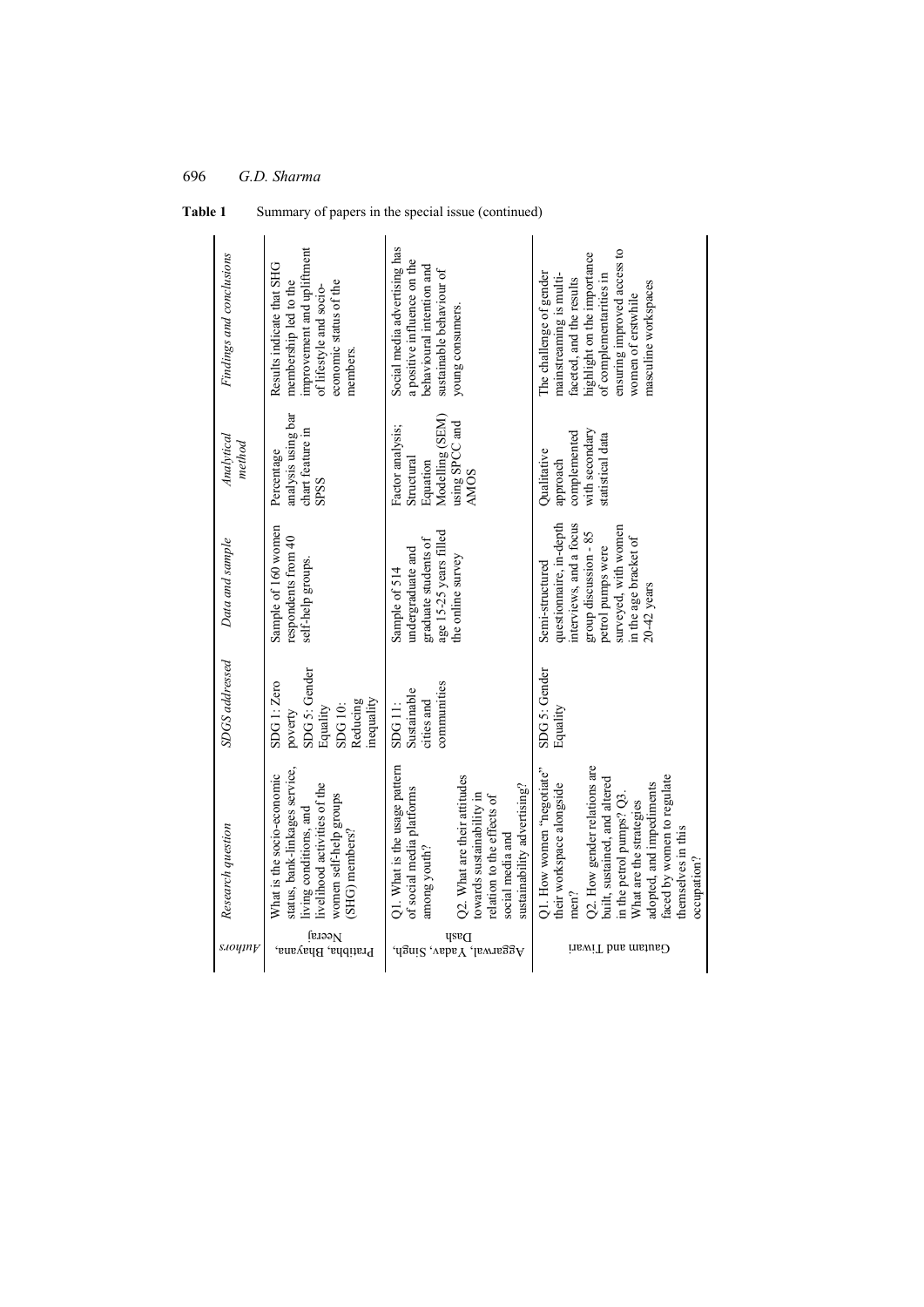**Table 1** Summary of papers in the special issue (continued)

| Authors | Research question | SDGS addressed | Data and sample | Analytical method | Findings and conclusions |
|---|---|---|---|---|---|
| Pratibha, Bhavana, Neeraj | What is the socio-economic status, bank-linkages service, living conditions, and livelihood activities of the women self-help groups (SHG) members? | SDG 1: Zero poverty SDG 5: Gender Equality SDG 10: Reducing inequality | Sample of 160 women respondents from 40 self-help groups. | Percentage analysis using bar chart feature in SPSS | Results indicate that SHG membership led to the improvement and upliftment of lifestyle and socio-economic status of the members. |
| Aggarwal, Yadav, Singh, Dash | Q1. What is the usage pattern of social media platforms among youth? Q2. What are their attitudes towards sustainability in relation to the effects of social media and sustainability advertising? | SDG 11: Sustainable cities and communities | Sample of 514 undergraduate and graduate students of age 15-25 years filled the online survey | Factor analysis; Structural Equation Modelling (SEM) using SPCC and AMOS | Social media advertising has a positive influence on the behavioural intention and sustainable behaviour of young consumers. |
| Gautam and Tiwari | Q1. How women "negotiate" their workspace alongside men? Q2. How gender relations are built, sustained, and altered in the petrol pumps? Q3. What are the strategies adopted, and impediments faced by women to regulate themselves in this occupation? | SDG 5: Gender Equality | Semi-structured questionnaire, in-depth interviews, and a focus group discussion - 85 petrol pumps were surveyed, with women in the age bracket of 20-42 years | Qualitative approach complemented with secondary statistical data | The challenge of gender mainstreaming is multi-faceted, and the results highlight on the importance of complementarities in ensuring improved access to women of erstwhile masculine workspaces |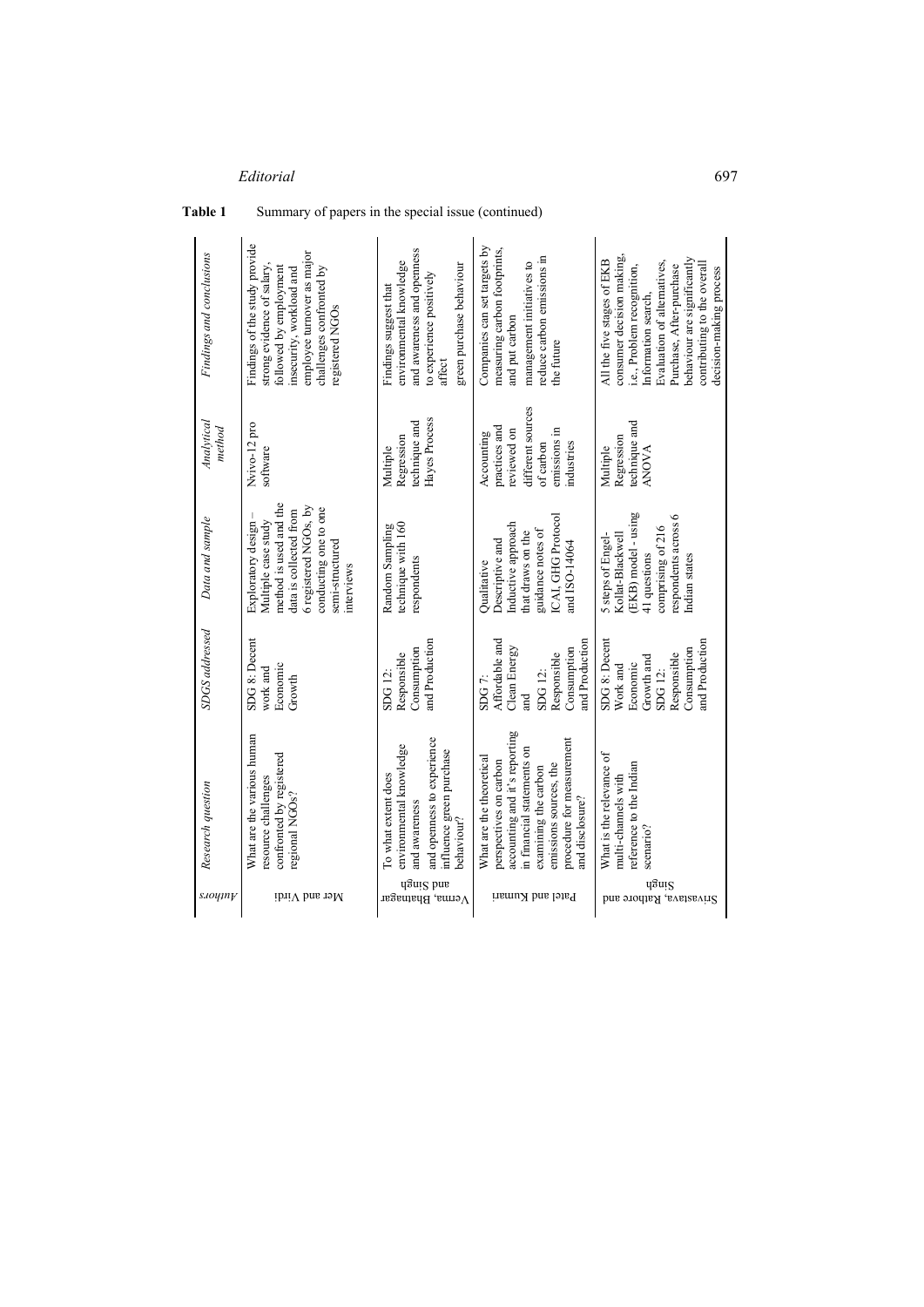**Table 1** Summary of papers in the special issue (continued)

| Authors | Research question | SDGS addressed | Data and sample | Analytical method | Findings and conclusions |
|---|---|---|---|---|---|
| Mer and Virdi | What are the various human resource challenges confronted by registered regional NGOs? | SDG 8: Decent work and Economic Growth | Exploratory design – Multiple case study method is used and the data is collected from 6 registered NGOs, by conducting one to one semi-structured interviews | Nvivo-12 pro software | Findings of the study provide strong evidence of salary, followed by employment insecurity, workload and employee turnover as major challenges confronted by registered NGOs |
| Verma, Bhatnagar and Singh | To what extent does environmental knowledge and awareness and openness to experience influence green purchase behaviour? | SDG 12: Responsible Consumption and Production | Random Sampling technique with 160 respondents | Multiple Regression technique and Hayes Process | Findings suggest that environmental knowledge and awareness and openness to experience positively affect green purchase behaviour |
| Patel and Kumari | What are the theoretical perspectives on carbon accounting and it's reporting in financial statements on examining the carbon emissions sources, the procedure for measurement and disclosure? | SDG 7: Affordable and Clean Energy and SDG 12: Responsible Consumption and Production | Qualitative Descriptive and Inductive approach that draws on the guidance notes of ICAI, GHG Protocol and ISO-14064 | Accounting practices and reviewed on different sources of carbon emissions in industries | Companies can set targets by measuring carbon footprints, and put carbon management initiatives to reduce carbon emissions in the future |
| Srivastava, Rathore and Singh | What is the relevance of multi-channels with reference to the Indian scenario? | SDG 8: Decent Work and Economic Growth and SDG 12: Responsible Consumption and Production | 5 steps of Engel-Kollat-Blackwell (EKB) model - using 41 questions comprising of 216 respondents across 6 Indian states | Multiple Regression technique and ANOVA | All the five stages of EKB consumer decision making, i.e., Problem recognition, Information search, Evaluation of alternatives, Purchase, After-purchase behaviour are significantly contributing to the overall decision-making process |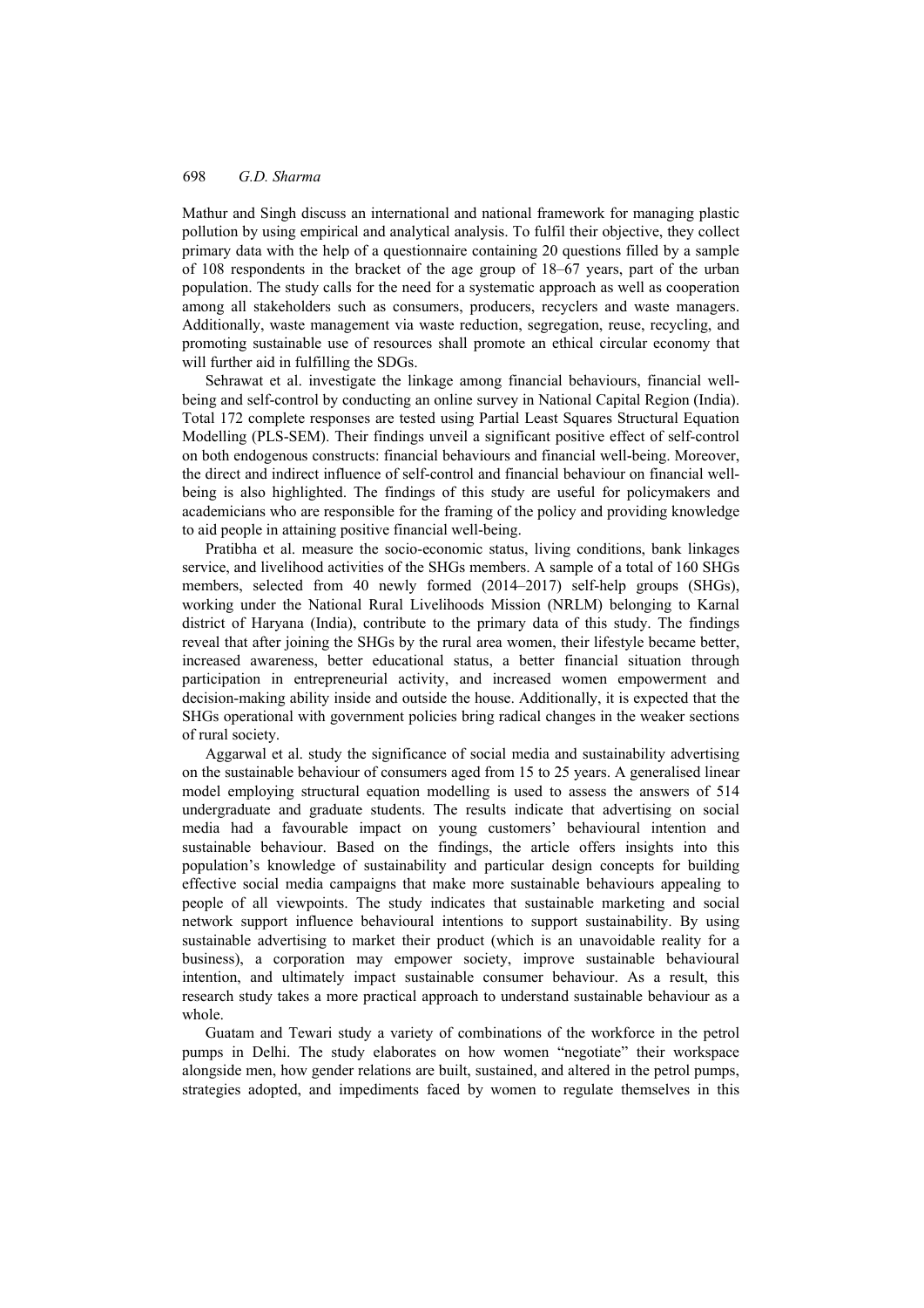Mathur and Singh discuss an international and national framework for managing plastic pollution by using empirical and analytical analysis. To fulfil their objective, they collect primary data with the help of a questionnaire containing 20 questions filled by a sample of 108 respondents in the bracket of the age group of 18–67 years, part of the urban population. The study calls for the need for a systematic approach as well as cooperation among all stakeholders such as consumers, producers, recyclers and waste managers. Additionally, waste management via waste reduction, segregation, reuse, recycling, and promoting sustainable use of resources shall promote an ethical circular economy that will further aid in fulfilling the SDGs.

Sehrawat et al. investigate the linkage among financial behaviours, financial well-being and self-control by conducting an online survey in National Capital Region (India). Total 172 complete responses are tested using Partial Least Squares Structural Equation Modelling (PLS-SEM). Their findings unveil a significant positive effect of self-control on both endogenous constructs: financial behaviours and financial well-being. Moreover, the direct and indirect influence of self-control and financial behaviour on financial well-being is also highlighted. The findings of this study are useful for policymakers and academicians who are responsible for the framing of the policy and providing knowledge to aid people in attaining positive financial well-being.

Pratibha et al. measure the socio-economic status, living conditions, bank linkages service, and livelihood activities of the SHGs members. A sample of a total of 160 SHGs members, selected from 40 newly formed (2014–2017) self-help groups (SHGs), working under the National Rural Livelihoods Mission (NRLM) belonging to Karnal district of Haryana (India), contribute to the primary data of this study. The findings reveal that after joining the SHGs by the rural area women, their lifestyle became better, increased awareness, better educational status, a better financial situation through participation in entrepreneurial activity, and increased women empowerment and decision-making ability inside and outside the house. Additionally, it is expected that the SHGs operational with government policies bring radical changes in the weaker sections of rural society.

Aggarwal et al. study the significance of social media and sustainability advertising on the sustainable behaviour of consumers aged from 15 to 25 years. A generalised linear model employing structural equation modelling is used to assess the answers of 514 undergraduate and graduate students. The results indicate that advertising on social media had a favourable impact on young customers' behavioural intention and sustainable behaviour. Based on the findings, the article offers insights into this population's knowledge of sustainability and particular design concepts for building effective social media campaigns that make more sustainable behaviours appealing to people of all viewpoints. The study indicates that sustainable marketing and social network support influence behavioural intentions to support sustainability. By using sustainable advertising to market their product (which is an unavoidable reality for a business), a corporation may empower society, improve sustainable behavioural intention, and ultimately impact sustainable consumer behaviour. As a result, this research study takes a more practical approach to understand sustainable behaviour as a whole.

Guatam and Tewari study a variety of combinations of the workforce in the petrol pumps in Delhi. The study elaborates on how women "negotiate" their workspace alongside men, how gender relations are built, sustained, and altered in the petrol pumps, strategies adopted, and impediments faced by women to regulate themselves in this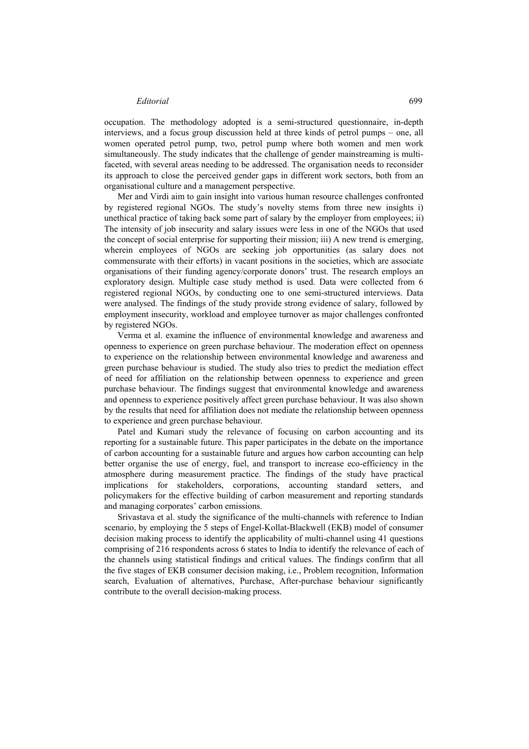occupation. The methodology adopted is a semi-structured questionnaire, in-depth interviews, and a focus group discussion held at three kinds of petrol pumps – one, all women operated petrol pump, two, petrol pump where both women and men work simultaneously. The study indicates that the challenge of gender mainstreaming is multi-faceted, with several areas needing to be addressed. The organisation needs to reconsider its approach to close the perceived gender gaps in different work sectors, both from an organisational culture and a management perspective.

Mer and Virdi aim to gain insight into various human resource challenges confronted by registered regional NGOs. The study's novelty stems from three new insights i) unethical practice of taking back some part of salary by the employer from employees; ii) The intensity of job insecurity and salary issues were less in one of the NGOs that used the concept of social enterprise for supporting their mission; iii) A new trend is emerging, wherein employees of NGOs are seeking job opportunities (as salary does not commensurate with their efforts) in vacant positions in the societies, which are associate organisations of their funding agency/corporate donors' trust. The research employs an exploratory design. Multiple case study method is used. Data were collected from 6 registered regional NGOs, by conducting one to one semi-structured interviews. Data were analysed. The findings of the study provide strong evidence of salary, followed by employment insecurity, workload and employee turnover as major challenges confronted by registered NGOs.

Verma et al. examine the influence of environmental knowledge and awareness and openness to experience on green purchase behaviour. The moderation effect on openness to experience on the relationship between environmental knowledge and awareness and green purchase behaviour is studied. The study also tries to predict the mediation effect of need for affiliation on the relationship between openness to experience and green purchase behaviour. The findings suggest that environmental knowledge and awareness and openness to experience positively affect green purchase behaviour. It was also shown by the results that need for affiliation does not mediate the relationship between openness to experience and green purchase behaviour.

Patel and Kumari study the relevance of focusing on carbon accounting and its reporting for a sustainable future. This paper participates in the debate on the importance of carbon accounting for a sustainable future and argues how carbon accounting can help better organise the use of energy, fuel, and transport to increase eco-efficiency in the atmosphere during measurement practice. The findings of the study have practical implications for stakeholders, corporations, accounting standard setters, and policymakers for the effective building of carbon measurement and reporting standards and managing corporates' carbon emissions.

Srivastava et al. study the significance of the multi-channels with reference to Indian scenario, by employing the 5 steps of Engel-Kollat-Blackwell (EKB) model of consumer decision making process to identify the applicability of multi-channel using 41 questions comprising of 216 respondents across 6 states to India to identify the relevance of each of the channels using statistical findings and critical values. The findings confirm that all the five stages of EKB consumer decision making, i.e., Problem recognition, Information search, Evaluation of alternatives, Purchase, After-purchase behaviour significantly contribute to the overall decision-making process.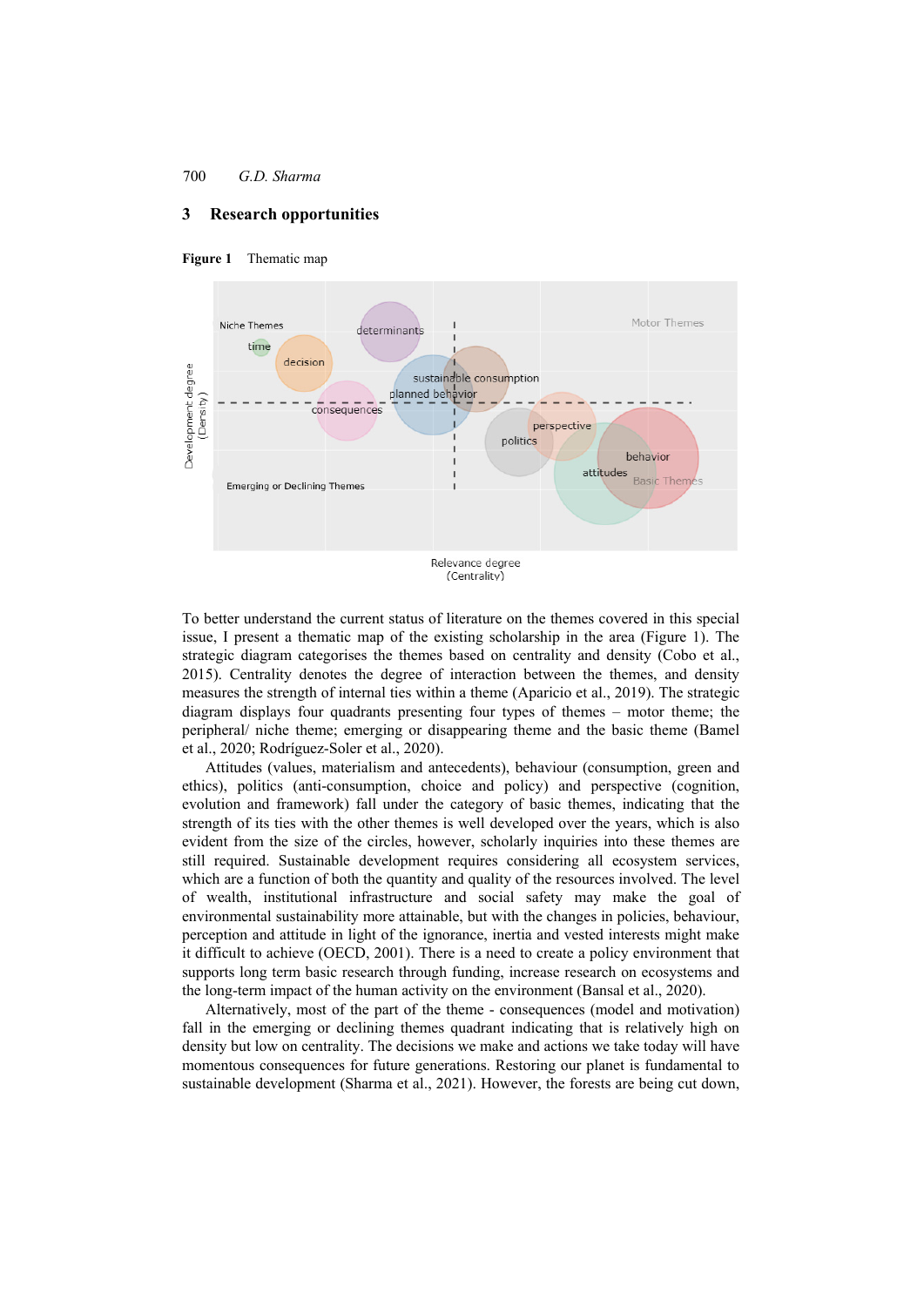## 3 Research opportunities

**Figure 1** Thematic map

To better understand the current status of literature on the themes covered in this special issue, I present a thematic map of the existing scholarship in the area (Figure 1). The strategic diagram categorises the themes based on centrality and density (Cobo et al., 2015). Centrality denotes the degree of interaction between the themes, and density measures the strength of internal ties within a theme (Aparicio et al., 2019). The strategic diagram displays four quadrants presenting four types of themes – motor theme; the peripheral/ niche theme; emerging or disappearing theme and the basic theme (Bamel et al., 2020; Rodríguez-Soler et al., 2020).

Attitudes (values, materialism and antecedents), behaviour (consumption, green and ethics), politics (anti-consumption, choice and policy) and perspective (cognition, evolution and framework) fall under the category of basic themes, indicating that the strength of its ties with the other themes is well developed over the years, which is also evident from the size of the circles, however, scholarly inquiries into these themes are still required. Sustainable development requires considering all ecosystem services, which are a function of both the quantity and quality of the resources involved. The level of wealth, institutional infrastructure and social safety may make the goal of environmental sustainability more attainable, but with the changes in policies, behaviour, perception and attitude in light of the ignorance, inertia and vested interests might make it difficult to achieve (OECD, 2001). There is a need to create a policy environment that supports long term basic research through funding, increase research on ecosystems and the long-term impact of the human activity on the environment (Bansal et al., 2020).

Alternatively, most of the part of the theme - consequences (model and motivation) fall in the emerging or declining themes quadrant indicating that is relatively high on density but low on centrality. The decisions we make and actions we take today will have momentous consequences for future generations. Restoring our planet is fundamental to sustainable development (Sharma et al., 2021). However, the forests are being cut down,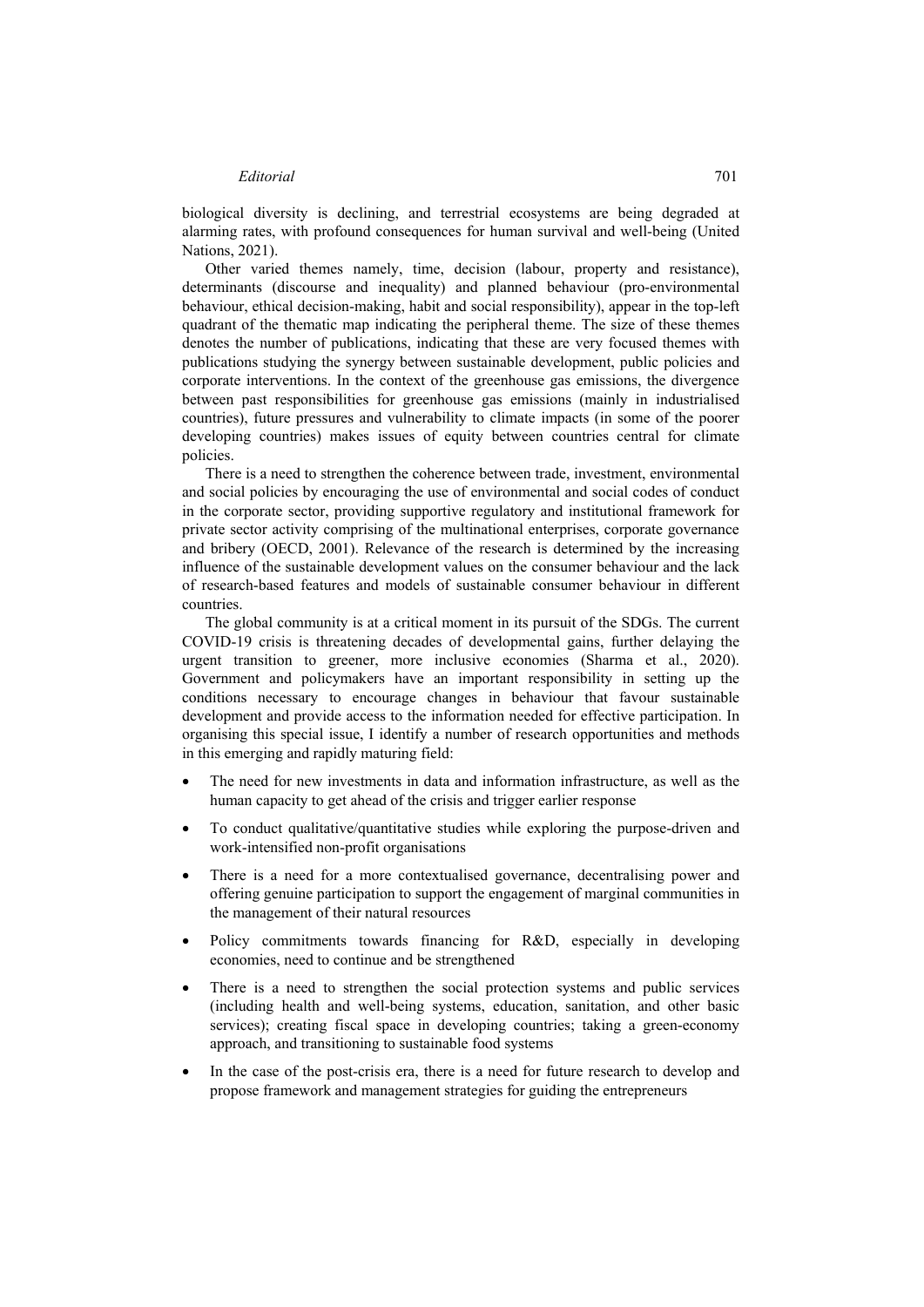biological diversity is declining, and terrestrial ecosystems are being degraded at alarming rates, with profound consequences for human survival and well-being (United Nations, 2021).

Other varied themes namely, time, decision (labour, property and resistance), determinants (discourse and inequality) and planned behaviour (pro-environmental behaviour, ethical decision-making, habit and social responsibility), appear in the top-left quadrant of the thematic map indicating the peripheral theme. The size of these themes denotes the number of publications, indicating that these are very focused themes with publications studying the synergy between sustainable development, public policies and corporate interventions. In the context of the greenhouse gas emissions, the divergence between past responsibilities for greenhouse gas emissions (mainly in industrialised countries), future pressures and vulnerability to climate impacts (in some of the poorer developing countries) makes issues of equity between countries central for climate policies.

There is a need to strengthen the coherence between trade, investment, environmental and social policies by encouraging the use of environmental and social codes of conduct in the corporate sector, providing supportive regulatory and institutional framework for private sector activity comprising of the multinational enterprises, corporate governance and bribery (OECD, 2001). Relevance of the research is determined by the increasing influence of the sustainable development values on the consumer behaviour and the lack of research-based features and models of sustainable consumer behaviour in different countries.

The global community is at a critical moment in its pursuit of the SDGs. The current COVID-19 crisis is threatening decades of developmental gains, further delaying the urgent transition to greener, more inclusive economies (Sharma et al., 2020). Government and policymakers have an important responsibility in setting up the conditions necessary to encourage changes in behaviour that favour sustainable development and provide access to the information needed for effective participation. In organising this special issue, I identify a number of research opportunities and methods in this emerging and rapidly maturing field:

- The need for new investments in data and information infrastructure, as well as the human capacity to get ahead of the crisis and trigger earlier response
- To conduct qualitative/quantitative studies while exploring the purpose-driven and work-intensified non-profit organisations
- There is a need for a more contextualised governance, decentralising power and offering genuine participation to support the engagement of marginal communities in the management of their natural resources
- Policy commitments towards financing for R&D, especially in developing economies, need to continue and be strengthened
- There is a need to strengthen the social protection systems and public services (including health and well-being systems, education, sanitation, and other basic services); creating fiscal space in developing countries; taking a green-economy approach, and transitioning to sustainable food systems
- In the case of the post-crisis era, there is a need for future research to develop and propose framework and management strategies for guiding the entrepreneurs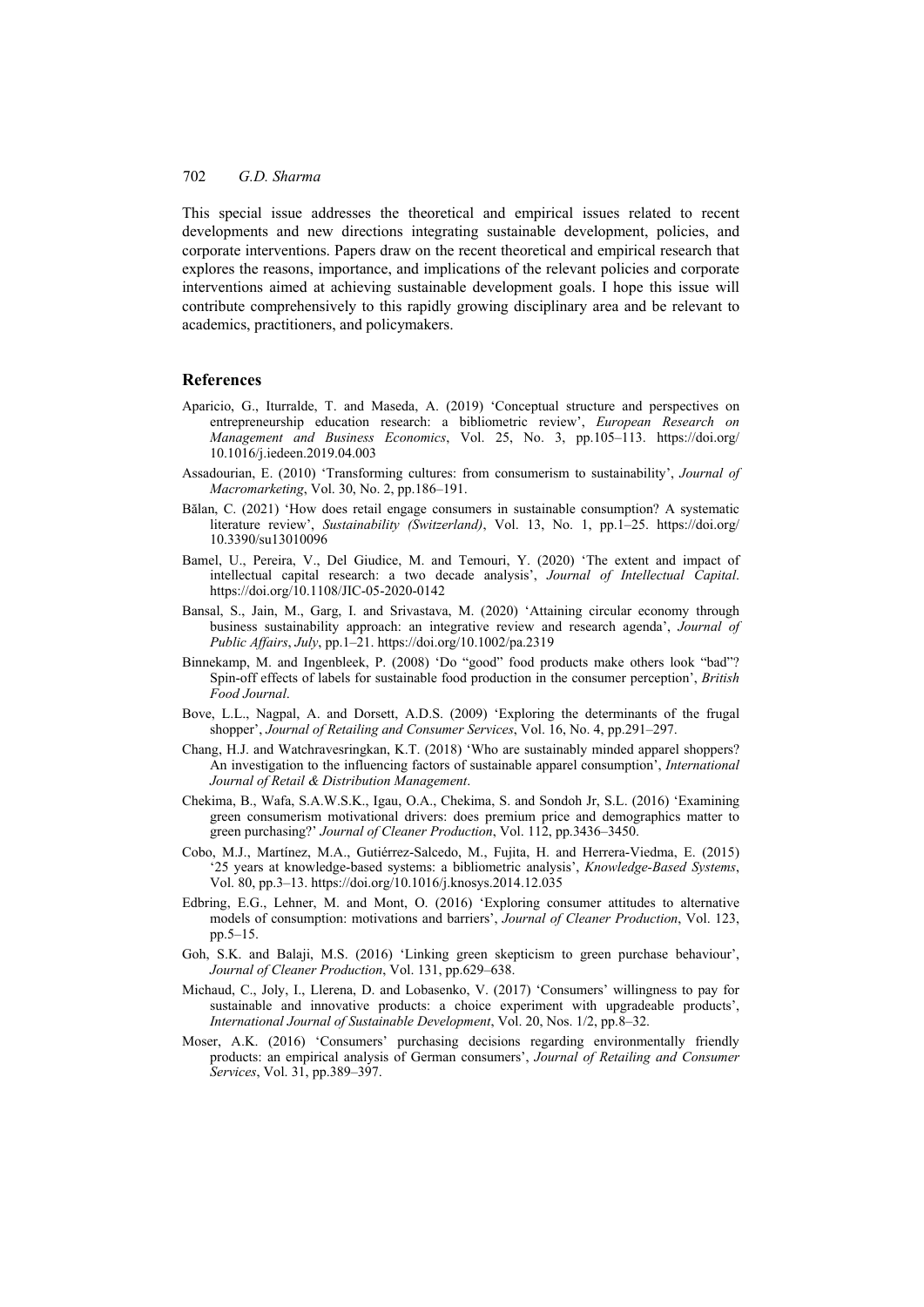This special issue addresses the theoretical and empirical issues related to recent developments and new directions integrating sustainable development, policies, and corporate interventions. Papers draw on the recent theoretical and empirical research that explores the reasons, importance, and implications of the relevant policies and corporate interventions aimed at achieving sustainable development goals. I hope this issue will contribute comprehensively to this rapidly growing disciplinary area and be relevant to academics, practitioners, and policymakers.

## References

Aparicio, G., Iturralde, T. and Maseda, A. (2019) 'Conceptual structure and perspectives on entrepreneurship education research: a bibliometric review', *European Research on Management and Business Economics*, Vol. 25, No. 3, pp.105–113. https://doi.org/10.1016/j.iedeen.2019.04.003

Assadourian, E. (2010) 'Transforming cultures: from consumerism to sustainability', *Journal of Macromarketing*, Vol. 30, No. 2, pp.186–191.

Bălan, C. (2021) 'How does retail engage consumers in sustainable consumption? A systematic literature review', *Sustainability (Switzerland)*, Vol. 13, No. 1, pp.1–25. https://doi.org/10.3390/su13010096

Bamel, U., Pereira, V., Del Giudice, M. and Temouri, Y. (2020) 'The extent and impact of intellectual capital research: a two decade analysis', *Journal of Intellectual Capital*. https://doi.org/10.1108/JIC-05-2020-0142

Bansal, S., Jain, M., Garg, I. and Srivastava, M. (2020) 'Attaining circular economy through business sustainability approach: an integrative review and research agenda', *Journal of Public Affairs*, *July*, pp.1–21. https://doi.org/10.1002/pa.2319

Binnekamp, M. and Ingenbleek, P. (2008) 'Do "good" food products make others look "bad"? Spin-off effects of labels for sustainable food production in the consumer perception', *British Food Journal*.

Bove, L.L., Nagpal, A. and Dorsett, A.D.S. (2009) 'Exploring the determinants of the frugal shopper', *Journal of Retailing and Consumer Services*, Vol. 16, No. 4, pp.291–297.

Chang, H.J. and Watchravesringkan, K.T. (2018) 'Who are sustainably minded apparel shoppers? An investigation to the influencing factors of sustainable apparel consumption', *International Journal of Retail & Distribution Management*.

Chekima, B., Wafa, S.A.W.S.K., Igau, O.A., Chekima, S. and Sondoh Jr, S.L. (2016) 'Examining green consumerism motivational drivers: does premium price and demographics matter to green purchasing?' *Journal of Cleaner Production*, Vol. 112, pp.3436–3450.

Cobo, M.J., Martínez, M.A., Gutiérrez-Salcedo, M., Fujita, H. and Herrera-Viedma, E. (2015) '25 years at knowledge-based systems: a bibliometric analysis', *Knowledge-Based Systems*, Vol. 80, pp.3–13. https://doi.org/10.1016/j.knosys.2014.12.035

Edbring, E.G., Lehner, M. and Mont, O. (2016) 'Exploring consumer attitudes to alternative models of consumption: motivations and barriers', *Journal of Cleaner Production*, Vol. 123, pp.5–15.

Goh, S.K. and Balaji, M.S. (2016) 'Linking green skepticism to green purchase behaviour', *Journal of Cleaner Production*, Vol. 131, pp.629–638.

Michaud, C., Joly, I., Llerena, D. and Lobasenko, V. (2017) 'Consumers' willingness to pay for sustainable and innovative products: a choice experiment with upgradeable products', *International Journal of Sustainable Development*, Vol. 20, Nos. 1/2, pp.8–32.

Moser, A.K. (2016) 'Consumers' purchasing decisions regarding environmentally friendly products: an empirical analysis of German consumers', *Journal of Retailing and Consumer Services*, Vol. 31, pp.389–397.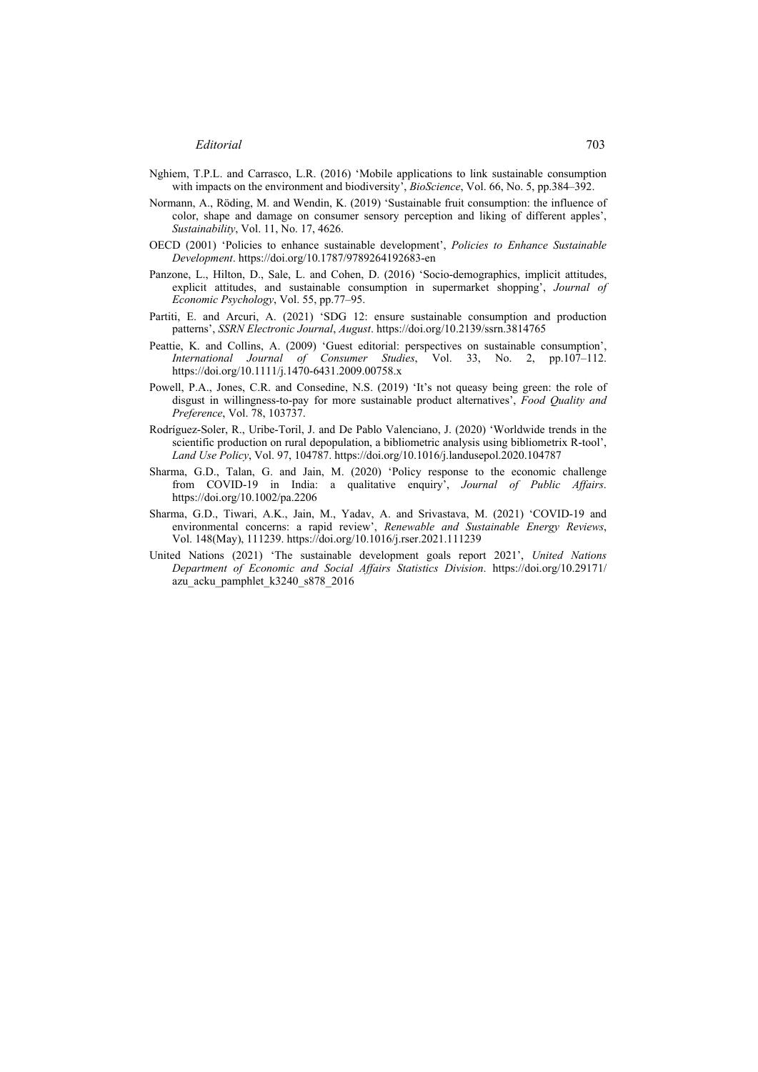Nghiem, T.P.L. and Carrasco, L.R. (2016) 'Mobile applications to link sustainable consumption with impacts on the environment and biodiversity', *BioScience*, Vol. 66, No. 5, pp.384–392.

Normann, A., Röding, M. and Wendin, K. (2019) 'Sustainable fruit consumption: the influence of color, shape and damage on consumer sensory perception and liking of different apples', *Sustainability*, Vol. 11, No. 17, 4626.

OECD (2001) 'Policies to enhance sustainable development', *Policies to Enhance Sustainable Development*. https://doi.org/10.1787/9789264192683-en

Panzone, L., Hilton, D., Sale, L. and Cohen, D. (2016) 'Socio-demographics, implicit attitudes, explicit attitudes, and sustainable consumption in supermarket shopping', *Journal of Economic Psychology*, Vol. 55, pp.77–95.

Partiti, E. and Arcuri, A. (2021) 'SDG 12: ensure sustainable consumption and production patterns', *SSRN Electronic Journal*, *August*. https://doi.org/10.2139/ssrn.3814765

Peattie, K. and Collins, A. (2009) 'Guest editorial: perspectives on sustainable consumption', *International Journal of Consumer Studies*, Vol. 33, No. 2, pp.107–112. https://doi.org/10.1111/j.1470-6431.2009.00758.x

Powell, P.A., Jones, C.R. and Consedine, N.S. (2019) 'It's not queasy being green: the role of disgust in willingness-to-pay for more sustainable product alternatives', *Food Quality and Preference*, Vol. 78, 103737.

Rodríguez-Soler, R., Uribe-Toril, J. and De Pablo Valenciano, J. (2020) 'Worldwide trends in the scientific production on rural depopulation, a bibliometric analysis using bibliometrix R-tool', *Land Use Policy*, Vol. 97, 104787. https://doi.org/10.1016/j.landusepol.2020.104787

Sharma, G.D., Talan, G. and Jain, M. (2020) 'Policy response to the economic challenge from COVID-19 in India: a qualitative enquiry', *Journal of Public Affairs*. https://doi.org/10.1002/pa.2206

Sharma, G.D., Tiwari, A.K., Jain, M., Yadav, A. and Srivastava, M. (2021) 'COVID-19 and environmental concerns: a rapid review', *Renewable and Sustainable Energy Reviews*, Vol. 148(May), 111239. https://doi.org/10.1016/j.rser.2021.111239

United Nations (2021) 'The sustainable development goals report 2021', *United Nations Department of Economic and Social Affairs Statistics Division*. https://doi.org/10.29171/azu_acku_pamphlet_k3240_s878_2016